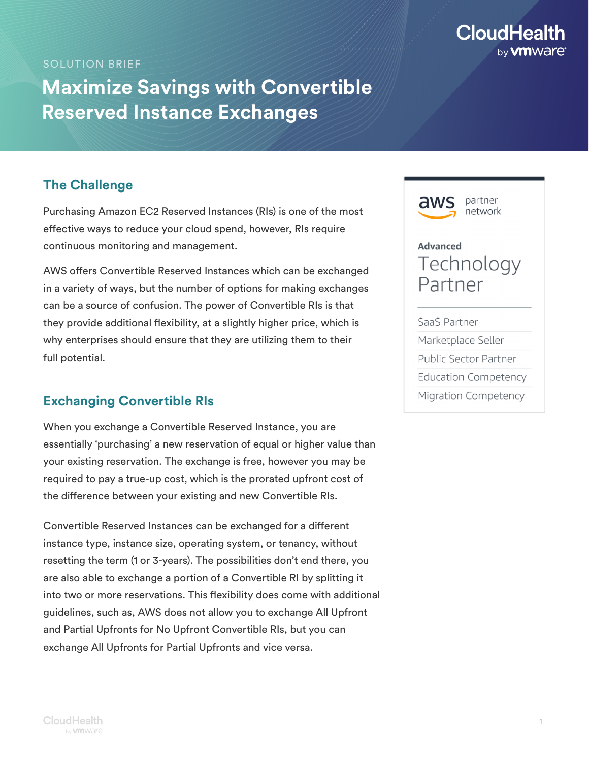SOLUTION BRIEF

# Maximize Savings with Convertible Reserved Instance Exchanges

## The Challenge

Purchasing Amazon EC2 Reserved Instances (RIs) is one of the most effective ways to reduce your cloud spend, however, RIs require continuous monitoring and management.

AWS offers Convertible Reserved Instances which can be exchanged in a variety of ways, but the number of options for making exchanges can be a source of confusion. The power of Convertible RIs is that they provide additional flexibility, at a slightly higher price, which is why enterprises should ensure that they are utilizing them to their full potential.

## Exchanging Convertible RIs

When you exchange a Convertible Reserved Instance, you are essentially 'purchasing' a new reservation of equal or higher value than your existing reservation. The exchange is free, however you may be required to pay a true-up cost, which is the prorated upfront cost of the difference between your existing and new Convertible RIs.

Convertible Reserved Instances can be exchanged for a different instance type, instance size, operating system, or tenancy, without resetting the term (1 or 3-years). The possibilities don't end there, you are also able to exchange a portion of a Convertible RI by splitting it into two or more reservations. This flexibility does come with additional guidelines, such as, AWS does not allow you to exchange All Upfront and Partial Upfronts for No Upfront Convertible RIs, but you can exchange All Upfronts for Partial Upfronts and vice versa.

aws partner network

**Advanced**
Technology Partner

- SaaS Partner
- Marketplace Seller
- Public Sector Partner
- Education Competency
- Migration Competency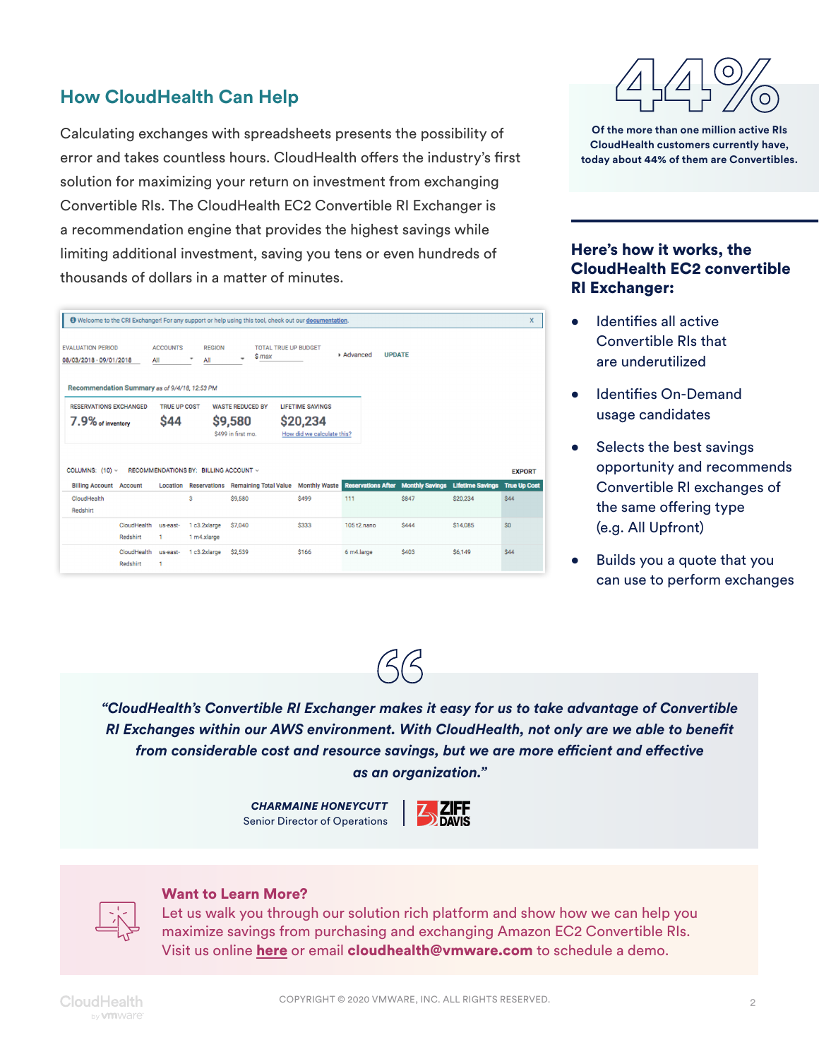## How CloudHealth Can Help

Calculating exchanges with spreadsheets presents the possibility of error and takes countless hours. CloudHealth offers the industry's first solution for maximizing your return on investment from exchanging Convertible RIs. The CloudHealth EC2 Convertible RI Exchanger is a recommendation engine that provides the highest savings while limiting additional investment, saving you tens or even hundreds of thousands of dollars in a matter of minutes.

Welcome to the CRI Exchanger! For any support or help using this tool, check out our documentation.

EVALUATION PERIOD 08/03/2018 - 09/01/2018 | ACCOUNTS All | REGION All | TOTAL TRUE UP BUDGET $ max | Advanced | UPDATE

Recommendation Summary as of 9/4/18, 12:53 PM

| RESERVATIONS EXCHANGED | TRUE UP COST | WASTE REDUCED BY | LIFETIME SAVINGS |
|---|---|---|---|
| 7.9% of inventory | $44 | $9,580 ($499 in first mo.) | $20,234 (How did we calculate this?) |

COLUMNS: (10) RECOMMENDATIONS BY: BILLING ACCOUNT EXPORT

| Billing Account | Account | Location | Reservations | Remaining Total Value | Monthly Waste | Reservations After | Monthly Savings | Lifetime Savings | True Up Cost |
|---|---|---|---|---|---|---|---|---|---|
| CloudHealth Redshirt | | | 3 | $9,580 | $499 | 111 | $847 | $20,234 | $44 |
| | CloudHealth Redshirt | us-east-1 | 1 c3.2xlarge 1 m4.xlarge | $7,040 | $333 | 105 t2.nano | $444 | $14,085 | $0 |
| | CloudHealth Redshirt | us-east-1 | 1 c3.2xlarge | $2,539 | $166 | 6 m4.large | $403 | $6,149 | $44 |

# 44%

**Of the more than one million active RIs CloudHealth customers currently have, today about 44% of them are Convertibles.**

### Here's how it works, the CloudHealth EC2 convertible RI Exchanger:

- Identifies all active Convertible RIs that are underutilized
- Identifies On-Demand usage candidates
- Selects the best savings opportunity and recommends Convertible RI exchanges of the same offering type (e.g. All Upfront)
- Builds you a quote that you can use to perform exchanges

***"CloudHealth's Convertible RI Exchanger makes it easy for us to take advantage of Convertible RI Exchanges within our AWS environment. With CloudHealth, not only are we able to benefit from considerable cost and resource savings, but we are more efficient and effective as an organization."***

***CHARMAINE HONEYCUTT***
Senior Director of Operations

ZIFF DAVIS

**Want to Learn More?**
Let us walk you through our solution rich platform and show how we can help you maximize savings from purchasing and exchanging Amazon EC2 Convertible RIs. Visit us online **here** or email **cloudhealth@vmware.com** to schedule a demo.

CloudHealth by vmware

COPYRIGHT © 2020 VMWARE, INC. ALL RIGHTS RESERVED.